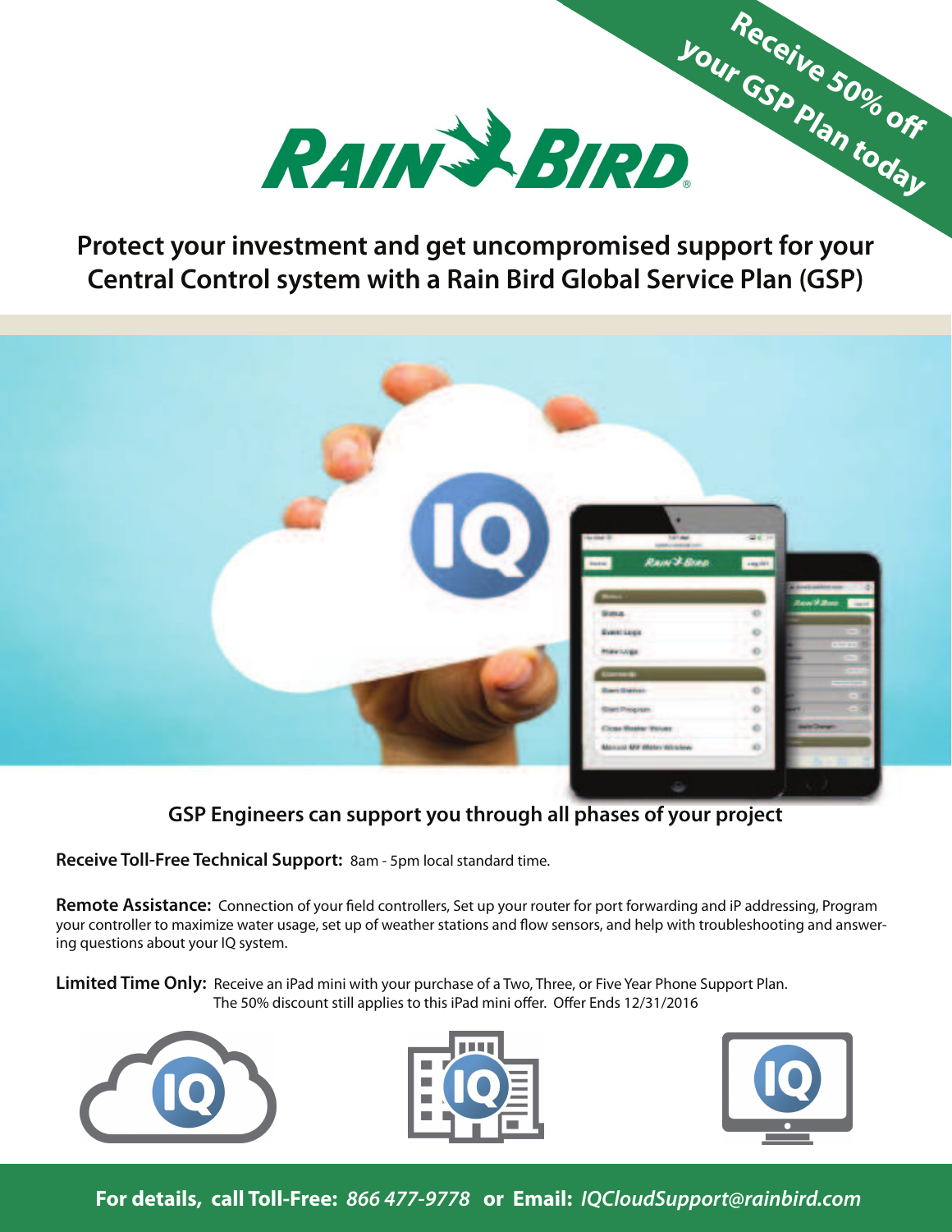Receive 50% off your GSP Plan today

RAIN BIRD

# Protect your investment and get uncompromised support for your Central Control system with a Rain Bird Global Service Plan (GSP)

## GSP Engineers can support you through all phases of your project

**Receive Toll-Free Technical Support:** 8am - 5pm local standard time.

**Remote Assistance:** Connection of your field controllers, Set up your router for port forwarding and iP addressing, Program your controller to maximize water usage, set up of weather stations and flow sensors, and help with troubleshooting and answering questions about your IQ system.

**Limited Time Only:** Receive an iPad mini with your purchase of a Two, Three, or Five Year Phone Support Plan. The 50% discount still applies to this iPad mini offer. Offer Ends 12/31/2016

**For details, call Toll-Free:** *866 477-9778* **or Email:** *IQCloudSupport@rainbird.com*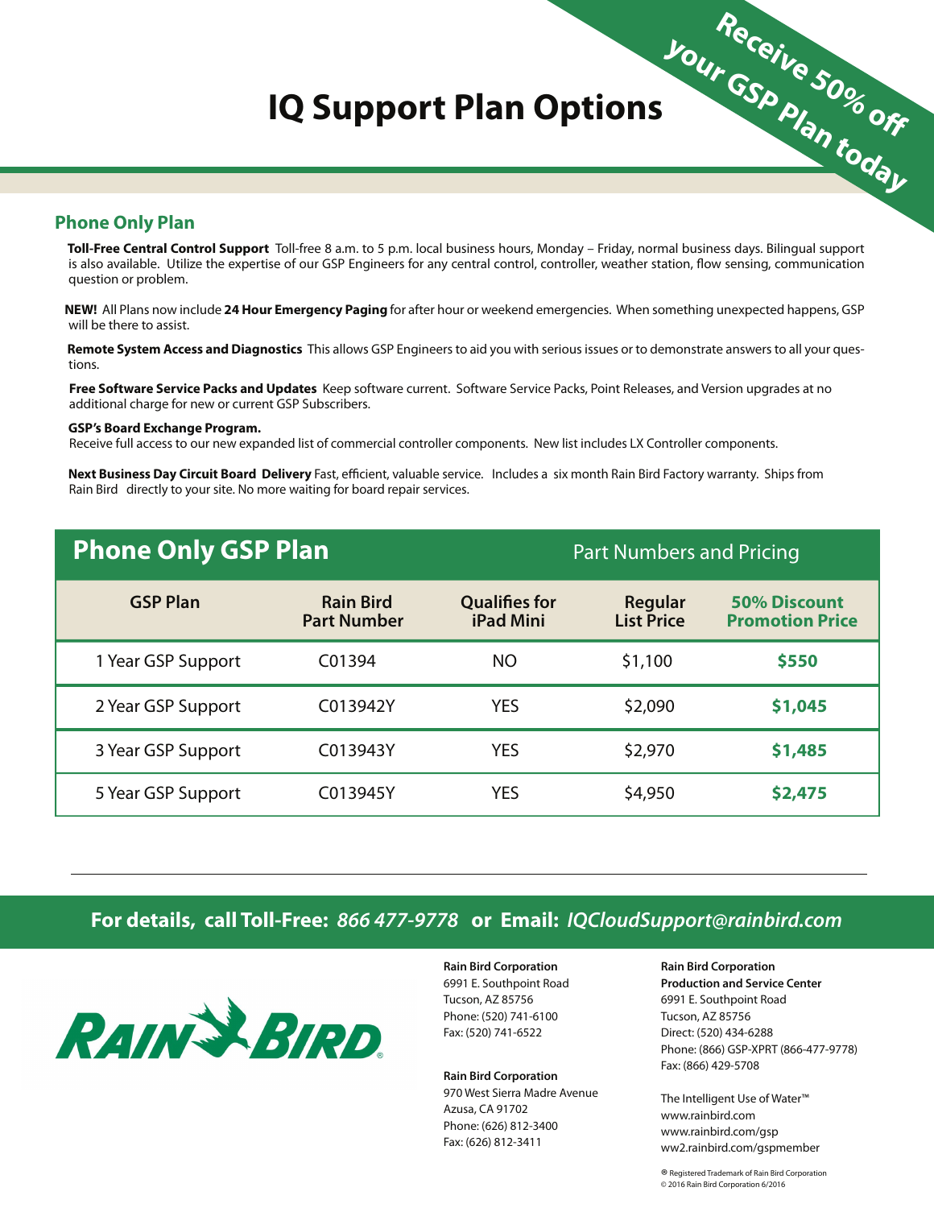# IQ Support Plan Options

**Receive 50% off your GSP Plan today**

## Phone Only Plan

**Toll-Free Central Control Support** Toll-free 8 a.m. to 5 p.m. local business hours, Monday – Friday, normal business days. Bilingual support is also available. Utilize the expertise of our GSP Engineers for any central control, controller, weather station, flow sensing, communication question or problem.

**NEW!** All Plans now include **24 Hour Emergency Paging** for after hour or weekend emergencies. When something unexpected happens, GSP will be there to assist.

**Remote System Access and Diagnostics** This allows GSP Engineers to aid you with serious issues or to demonstrate answers to all your questions.

**Free Software Service Packs and Updates** Keep software current. Software Service Packs, Point Releases, and Version upgrades at no additional charge for new or current GSP Subscribers.

**GSP's Board Exchange Program.**
Receive full access to our new expanded list of commercial controller components. New list includes LX Controller components.

**Next Business Day Circuit Board Delivery** Fast, efficient, valuable service. Includes a six month Rain Bird Factory warranty. Ships from Rain Bird directly to your site. No more waiting for board repair services.

## Phone Only GSP Plan

Part Numbers and Pricing

| GSP Plan | Rain Bird Part Number | Qualifies for iPad Mini | Regular List Price | 50% Discount Promotion Price |
|---|---|---|---|---|
| 1 Year GSP Support | C01394 | NO | $1,100 | **$550** |
| 2 Year GSP Support | C013942Y | YES | $2,090 | **$1,045** |
| 3 Year GSP Support | C013943Y | YES | $2,970 | **$1,485** |
| 5 Year GSP Support | C013945Y | YES | $4,950 | **$2,475** |

**For details, call Toll-Free:** *866 477-9778* **or Email:** *IQCloudSupport@rainbird.com*

RAIN BIRD®

**Rain Bird Corporation**
6991 E. Southpoint Road
Tucson, AZ 85756
Phone: (520) 741-6100
Fax: (520) 741-6522

**Rain Bird Corporation**
970 West Sierra Madre Avenue
Azusa, CA 91702
Phone: (626) 812-3400
Fax: (626) 812-3411

**Rain Bird Corporation**
**Production and Service Center**
6991 E. Southpoint Road
Tucson, AZ 85756
Direct: (520) 434-6288
Phone: (866) GSP-XPRT (866-477-9778)
Fax: (866) 429-5708

The Intelligent Use of Water™
www.rainbird.com
www.rainbird.com/gsp
ww2.rainbird.com/gspmember

® Registered Trademark of Rain Bird Corporation
© 2016 Rain Bird Corporation 6/2016